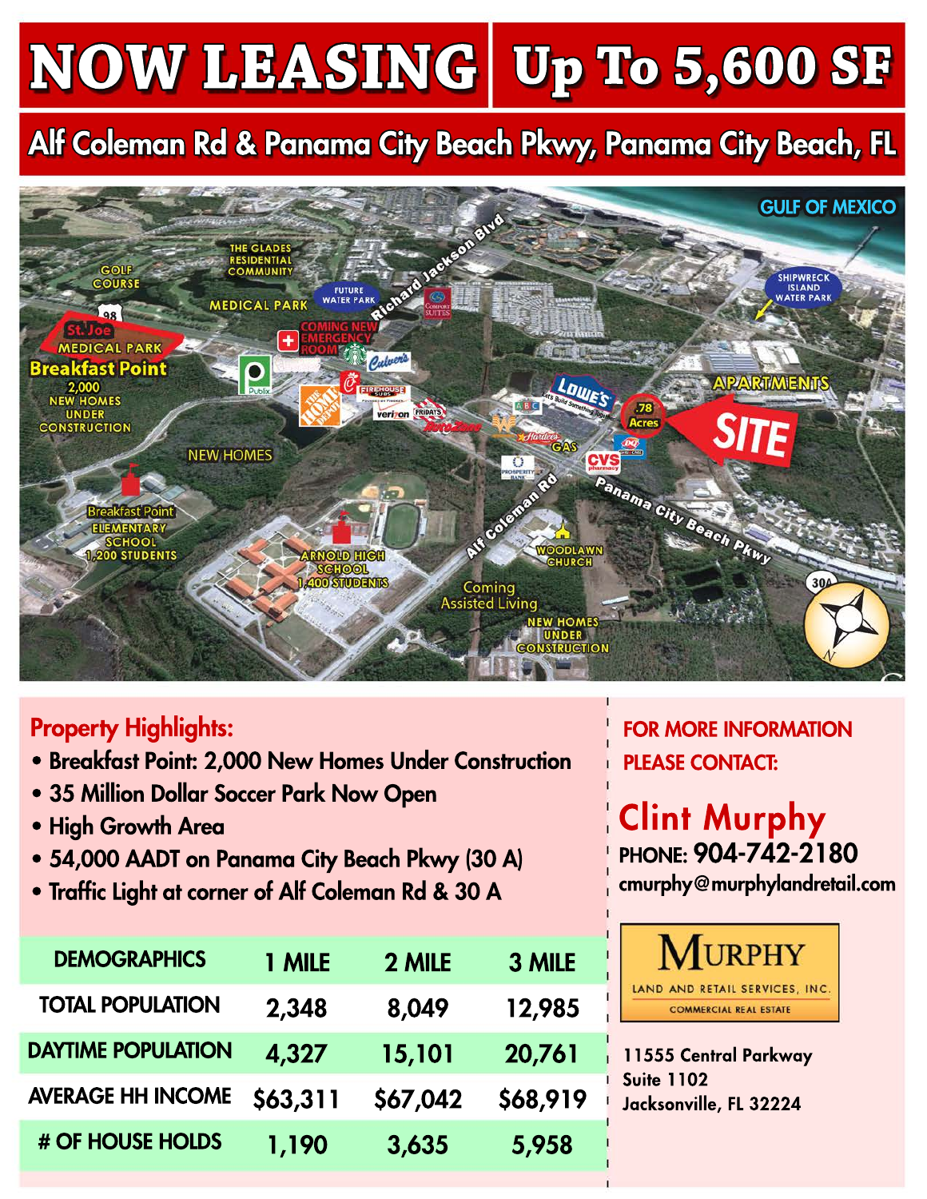# NOW LEASING | Up To 5,600 SF

## Alf Coleman Rd & Panama City Beach Pkwy, Panama City Beach, FL

## Property Highlights:

- Breakfast Point: 2,000 New Homes Under Construction
- 35 Million Dollar Soccer Park Now Open
- High Growth Area
- 54,000 AADT on Panama City Beach Pkwy (30 A)
- Traffic Light at corner of Alf Coleman Rd & 30 A

| DEMOGRAPHICS | 1 MILE | 2 MILE | 3 MILE |
|---|---|---|---|
| TOTAL POPULATION | 2,348 | 8,049 | 12,985 |
| DAYTIME POPULATION | 4,327 | 15,101 | 20,761 |
| AVERAGE HH INCOME | $63,311 | $67,042 | $68,919 |
| # OF HOUSE HOLDS | 1,190 | 3,635 | 5,958 |

**FOR MORE INFORMATION PLEASE CONTACT:**

**Clint Murphy**
PHONE: 904-742-2180
cmurphy@murphylandretail.com

MURPHY LAND AND RETAIL SERVICES, INC.
COMMERCIAL REAL ESTATE

11555 Central Parkway
Suite 1102
Jacksonville, FL 32224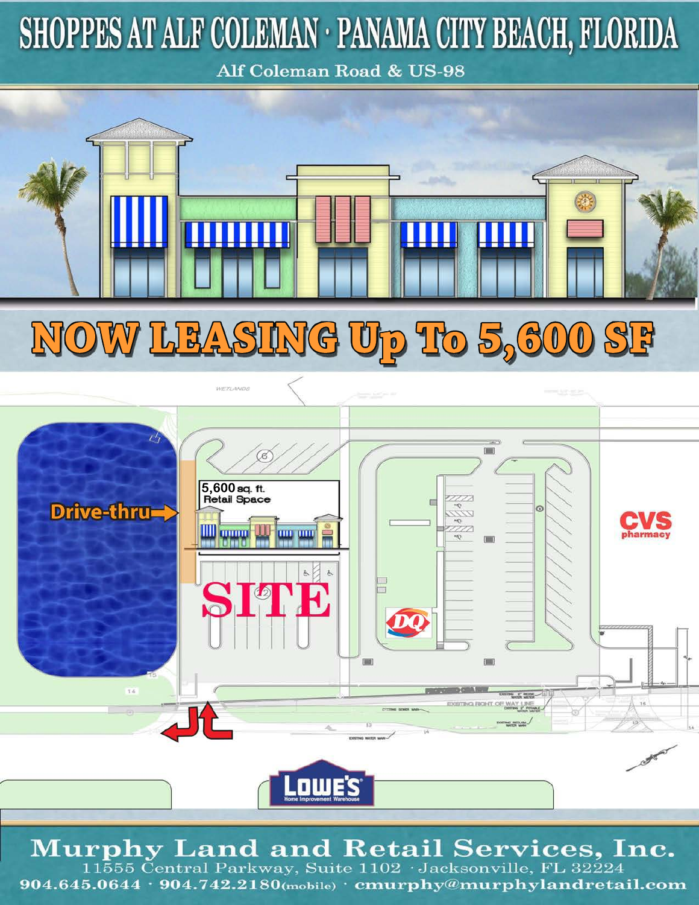# SHOPPES AT ALF COLEMAN · PANAMA CITY BEACH, FLORIDA

Alf Coleman Road & US-98

## NOW LEASING Up To 5,600 SF

5,600 sq. ft. Retail Space

Drive-thru

SITE

CVS pharmacy

DQ

LOWE'S Home Improvement Warehouse

**Murphy Land and Retail Services, Inc.**

11555 Central Parkway, Suite 1102 · Jacksonville, FL 32224

904.645.0644 · 904.742.2180(mobile) · cmurphy@murphylandretail.com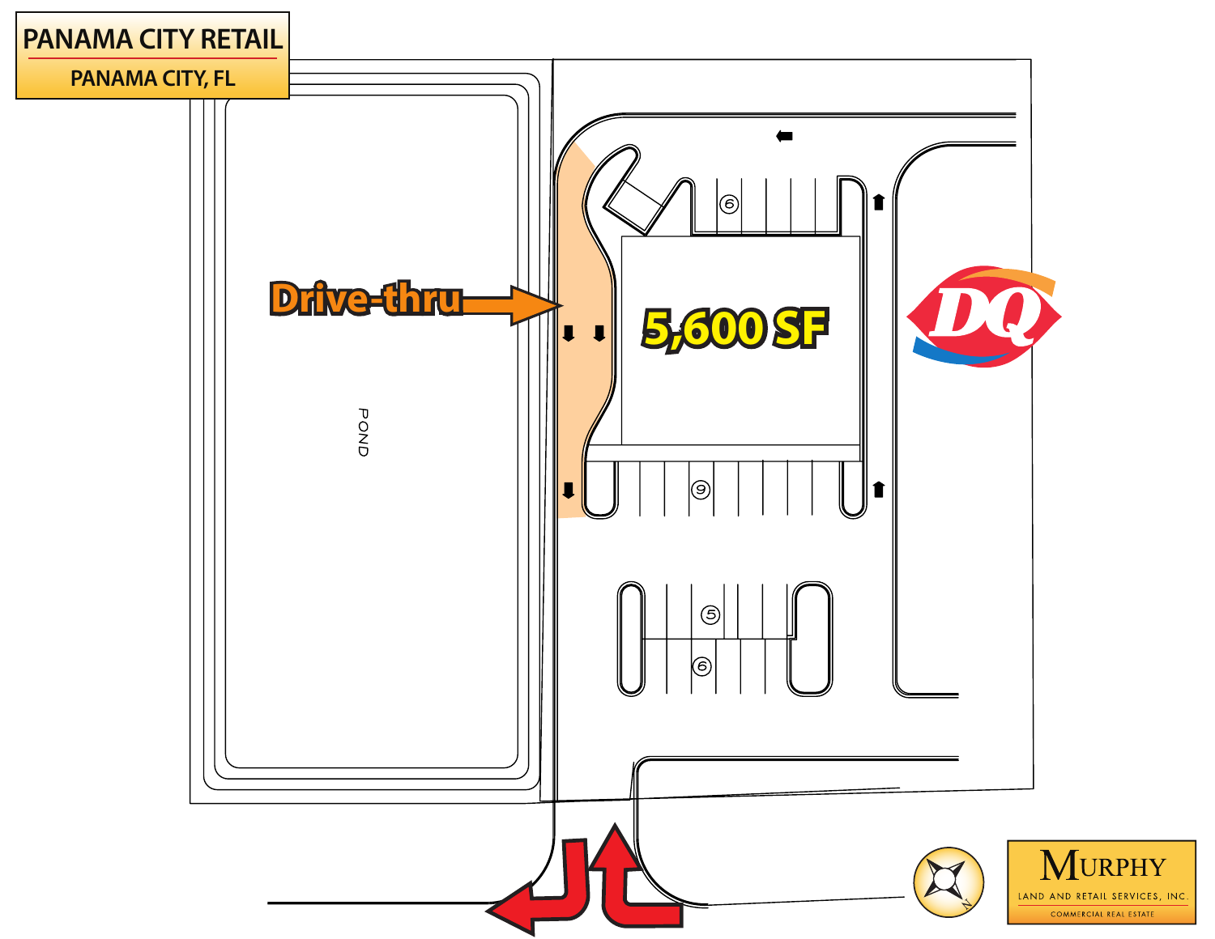# PANAMA CITY RETAIL

## PANAMA CITY, FL

Drive-thru

5,600 SF

POND

6

9

5

6

DQ

MURPHY

LAND AND RETAIL SERVICES, INC.

COMMERCIAL REAL ESTATE